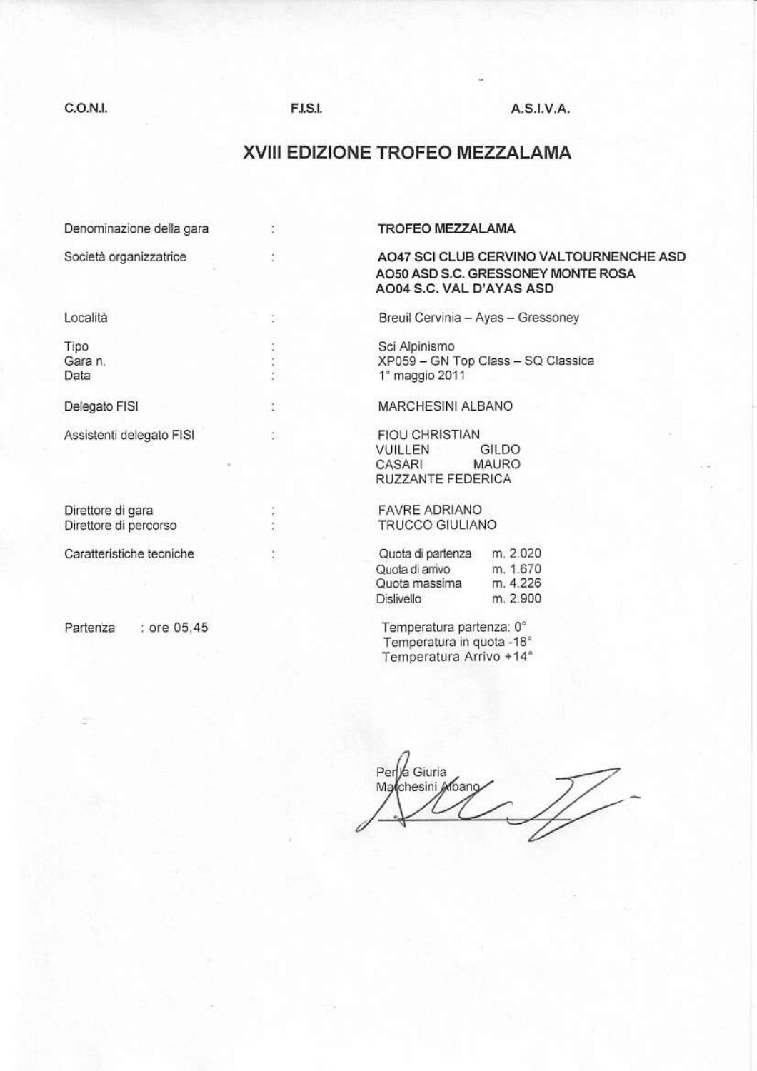C.O.N.I. F.I.S.I. A.S.I.V.A.

# XVIII EDIZIONE TROFEO MEZZALAMA

| | | |
|---|---|---|
| Denominazione della gara | : | **TROFEO MEZZALAMA** |
| Società organizzatrice | : | **AO47 SCI CLUB CERVINO VALTOURNENCHE ASD**<br>**AO50 ASD S.C. GRESSONEY MONTE ROSA**<br>**AO04 S.C. VAL D'AYAS ASD** |
| Località | : | Breuil Cervinia – Ayas – Gressoney |
| Tipo | : | Sci Alpinismo |
| Gara n. | : | XP059 – GN Top Class – SQ Classica |
| Data | : | 1° maggio 2011 |
| Delegato FISI | : | MARCHESINI ALBANO |
| Assistenti delegato FISI | : | FIOU CHRISTIAN<br>VUILLEN GILDO<br>CASARI MAURO<br>RUZZANTE FEDERICA |
| Direttore di gara | : | FAVRE ADRIANO |
| Direttore di percorso | : | TRUCCO GIULIANO |
| Caratteristiche tecniche | : | Quota di partenza m. 2.020<br>Quota di arrivo m. 1.670<br>Quota massima m. 4.226<br>Dislivello m. 2.900 |
| Partenza : ore 05,45 | | Temperatura partenza: 0°<br>Temperatura in quota -18°<br>Temperatura Arrivo +14° |

Per la Giuria
Marchesini Albano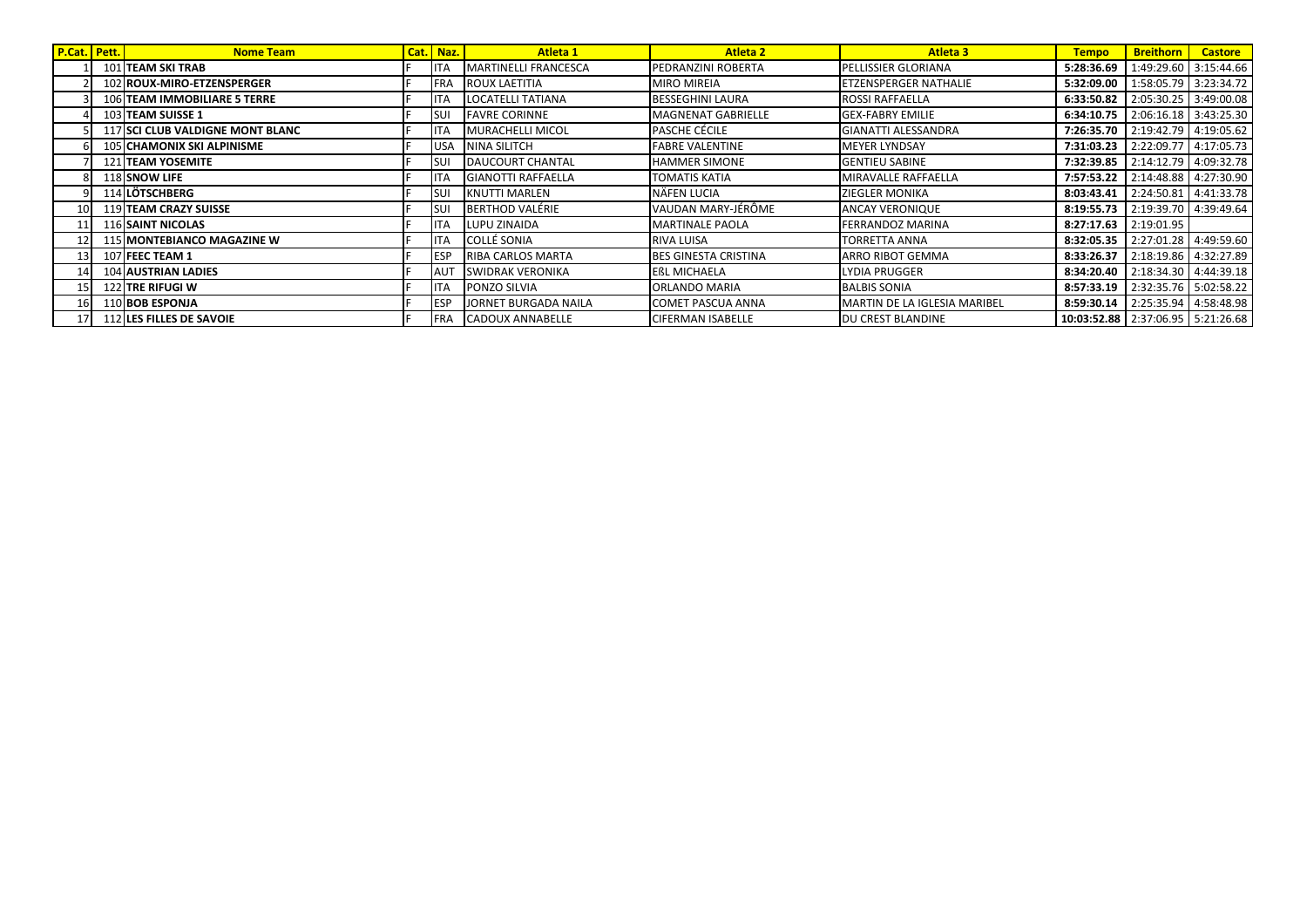| P.Cat. | Pett. | Nome Team | Cat. | Naz. | Atleta 1 | Atleta 2 | Atleta 3 | Tempo | Breithorn | Castore |
|---|---|---|---|---|---|---|---|---|---|---|
| 1 | 101 | **TEAM SKI TRAB** | F | ITA | MARTINELLI FRANCESCA | PEDRANZINI ROBERTA | PELLISSIER GLORIANA | **5:28:36.69** | 1:49:29.60 | 3:15:44.66 |
| 2 | 102 | **ROUX-MIRO-ETZENSPERGER** | F | FRA | ROUX LAETITIA | MIRO MIREIA | ETZENSPERGER NATHALIE | **5:32:09.00** | 1:58:05.79 | 3:23:34.72 |
| 3 | 106 | **TEAM IMMOBILIARE 5 TERRE** | F | ITA | LOCATELLI TATIANA | BESSEGHINI LAURA | ROSSI RAFFAELLA | **6:33:50.82** | 2:05:30.25 | 3:49:00.08 |
| 4 | 103 | **TEAM SUISSE 1** | F | SUI | FAVRE CORINNE | MAGNENAT GABRIELLE | GEX-FABRY EMILIE | **6:34:10.75** | 2:06:16.18 | 3:43:25.30 |
| 5 | 117 | **SCI CLUB VALDIGNE MONT BLANC** | F | ITA | MURACHELLI MICOL | PASCHE CÉCILE | GIANATTI ALESSANDRA | **7:26:35.70** | 2:19:42.79 | 4:19:05.62 |
| 6 | 105 | **CHAMONIX SKI ALPINISME** | F | USA | NINA SILITCH | FABRE VALENTINE | MEYER LYNDSAY | **7:31:03.23** | 2:22:09.77 | 4:17:05.73 |
| 7 | 121 | **TEAM YOSEMITE** | F | SUI | DAUCOURT CHANTAL | HAMMER SIMONE | GENTIEU SABINE | **7:32:39.85** | 2:14:12.79 | 4:09:32.78 |
| 8 | 118 | **SNOW LIFE** | F | ITA | GIANOTTI RAFFAELLA | TOMATIS KATIA | MIRAVALLE RAFFAELLA | **7:57:53.22** | 2:14:48.88 | 4:27:30.90 |
| 9 | 114 | **LÖTSCHBERG** | F | SUI | KNUTTI MARLEN | NÄFEN LUCIA | ZIEGLER MONIKA | **8:03:43.41** | 2:24:50.81 | 4:41:33.78 |
| 10 | 119 | **TEAM CRAZY SUISSE** | F | SUI | BERTHOD VALÉRIE | VAUDAN MARY-JÉRÔME | ANCAY VERONIQUE | **8:19:55.73** | 2:19:39.70 | 4:39:49.64 |
| 11 | 116 | **SAINT NICOLAS** | F | ITA | LUPU ZINAIDA | MARTINALE PAOLA | FERRANDOZ MARINA | **8:27:17.63** | 2:19:01.95 | |
| 12 | 115 | **MONTEBIANCO MAGAZINE W** | F | ITA | COLLÉ SONIA | RIVA LUISA | TORRETTA ANNA | **8:32:05.35** | 2:27:01.28 | 4:49:59.60 |
| 13 | 107 | **FEEC TEAM 1** | F | ESP | RIBA CARLOS MARTA | BES GINESTA CRISTINA | ARRO RIBOT GEMMA | **8:33:26.37** | 2:18:19.86 | 4:32:27.89 |
| 14 | 104 | **AUSTRIAN LADIES** | F | AUT | SWIDRAK VERONIKA | EßL MICHAELA | LYDIA PRUGGER | **8:34:20.40** | 2:18:34.30 | 4:44:39.18 |
| 15 | 122 | **TRE RIFUGI W** | F | ITA | PONZO SILVIA | ORLANDO MARIA | BALBIS SONIA | **8:57:33.19** | 2:32:35.76 | 5:02:58.22 |
| 16 | 110 | **BOB ESPONJA** | F | ESP | JORNET BURGADA NAILA | COMET PASCUA ANNA | MARTIN DE LA IGLESIA MARIBEL | **8:59:30.14** | 2:25:35.94 | 4:58:48.98 |
| 17 | 112 | **LES FILLES DE SAVOIE** | F | FRA | CADOUX ANNABELLE | CIFERMAN ISABELLE | DU CREST BLANDINE | **10:03:52.88** | 2:37:06.95 | 5:21:26.68 |